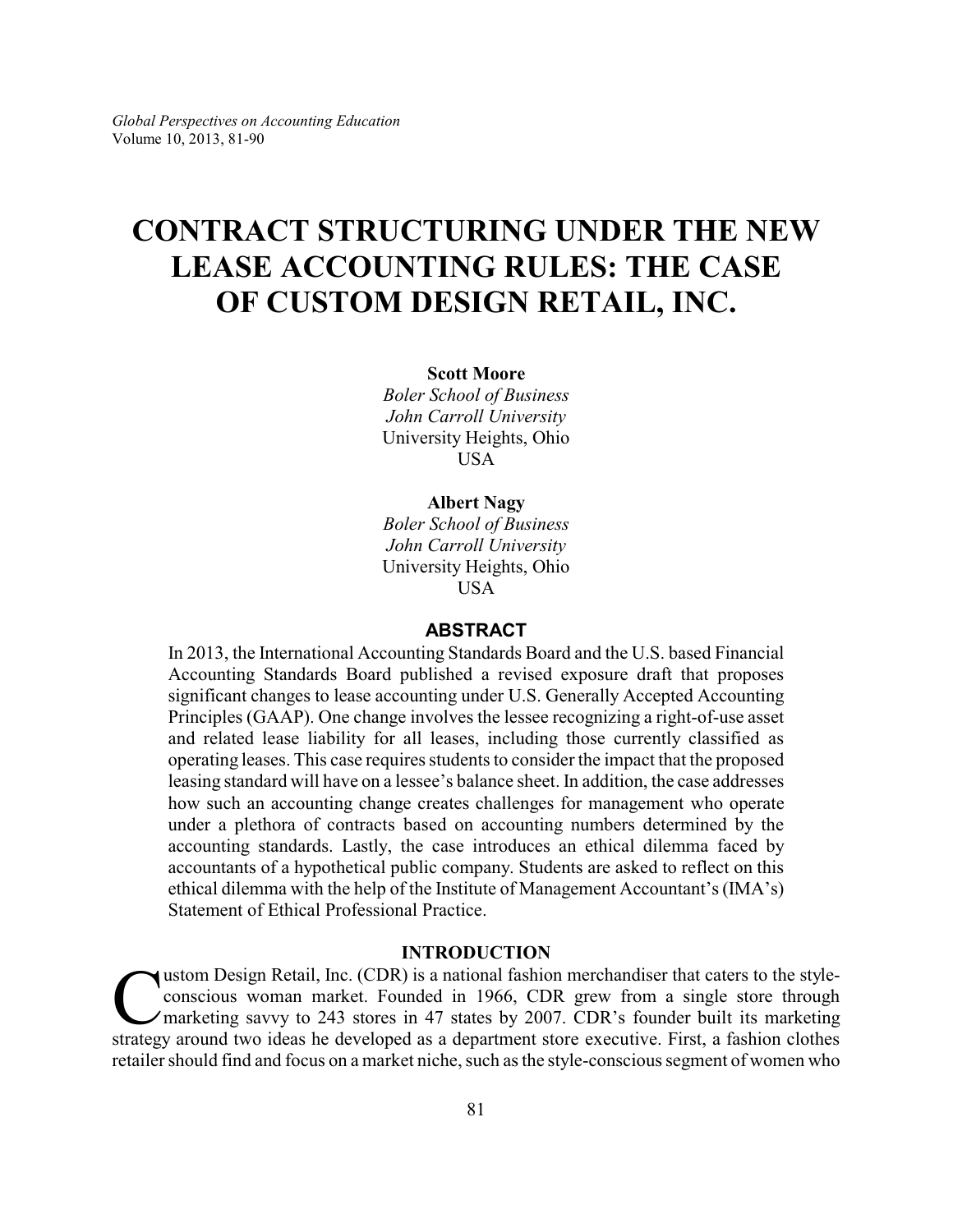# CONTRACT STRUCTURING UNDER THE NEW LEASE ACCOUNTING RULES: THE CASE OF CUSTOM DESIGN RETAIL, INC.

**Scott Moore**
*Boler School of Business*
*John Carroll University*
University Heights, Ohio
USA

**Albert Nagy**
*Boler School of Business*
*John Carroll University*
University Heights, Ohio
USA

## ABSTRACT

In 2013, the International Accounting Standards Board and the U.S. based Financial Accounting Standards Board published a revised exposure draft that proposes significant changes to lease accounting under U.S. Generally Accepted Accounting Principles (GAAP). One change involves the lessee recognizing a right-of-use asset and related lease liability for all leases, including those currently classified as operating leases. This case requires students to consider the impact that the proposed leasing standard will have on a lessee's balance sheet. In addition, the case addresses how such an accounting change creates challenges for management who operate under a plethora of contracts based on accounting numbers determined by the accounting standards. Lastly, the case introduces an ethical dilemma faced by accountants of a hypothetical public company. Students are asked to reflect on this ethical dilemma with the help of the Institute of Management Accountant's (IMA's) Statement of Ethical Professional Practice.

## INTRODUCTION

Custom Design Retail, Inc. (CDR) is a national fashion merchandiser that caters to the style-conscious woman market. Founded in 1966, CDR grew from a single store through marketing savvy to 243 stores in 47 states by 2007. CDR's founder built its marketing strategy around two ideas he developed as a department store executive. First, a fashion clothes retailer should find and focus on a market niche, such as the style-conscious segment of women who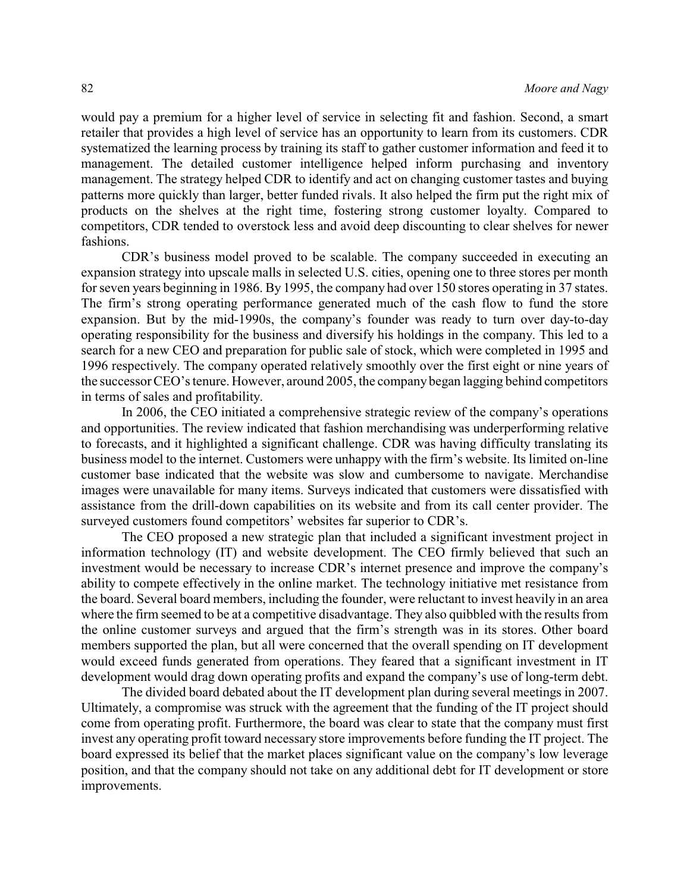would pay a premium for a higher level of service in selecting fit and fashion. Second, a smart retailer that provides a high level of service has an opportunity to learn from its customers. CDR systematized the learning process by training its staff to gather customer information and feed it to management. The detailed customer intelligence helped inform purchasing and inventory management. The strategy helped CDR to identify and act on changing customer tastes and buying patterns more quickly than larger, better funded rivals. It also helped the firm put the right mix of products on the shelves at the right time, fostering strong customer loyalty. Compared to competitors, CDR tended to overstock less and avoid deep discounting to clear shelves for newer fashions.

CDR's business model proved to be scalable. The company succeeded in executing an expansion strategy into upscale malls in selected U.S. cities, opening one to three stores per month for seven years beginning in 1986. By 1995, the company had over 150 stores operating in 37 states. The firm's strong operating performance generated much of the cash flow to fund the store expansion. But by the mid-1990s, the company's founder was ready to turn over day-to-day operating responsibility for the business and diversify his holdings in the company. This led to a search for a new CEO and preparation for public sale of stock, which were completed in 1995 and 1996 respectively. The company operated relatively smoothly over the first eight or nine years of the successor CEO's tenure. However, around 2005, the company began lagging behind competitors in terms of sales and profitability.

In 2006, the CEO initiated a comprehensive strategic review of the company's operations and opportunities. The review indicated that fashion merchandising was underperforming relative to forecasts, and it highlighted a significant challenge. CDR was having difficulty translating its business model to the internet. Customers were unhappy with the firm's website. Its limited on-line customer base indicated that the website was slow and cumbersome to navigate. Merchandise images were unavailable for many items. Surveys indicated that customers were dissatisfied with assistance from the drill-down capabilities on its website and from its call center provider. The surveyed customers found competitors' websites far superior to CDR's.

The CEO proposed a new strategic plan that included a significant investment project in information technology (IT) and website development. The CEO firmly believed that such an investment would be necessary to increase CDR's internet presence and improve the company's ability to compete effectively in the online market. The technology initiative met resistance from the board. Several board members, including the founder, were reluctant to invest heavily in an area where the firm seemed to be at a competitive disadvantage. They also quibbled with the results from the online customer surveys and argued that the firm's strength was in its stores. Other board members supported the plan, but all were concerned that the overall spending on IT development would exceed funds generated from operations. They feared that a significant investment in IT development would drag down operating profits and expand the company's use of long-term debt.

The divided board debated about the IT development plan during several meetings in 2007. Ultimately, a compromise was struck with the agreement that the funding of the IT project should come from operating profit. Furthermore, the board was clear to state that the company must first invest any operating profit toward necessary store improvements before funding the IT project. The board expressed its belief that the market places significant value on the company's low leverage position, and that the company should not take on any additional debt for IT development or store improvements.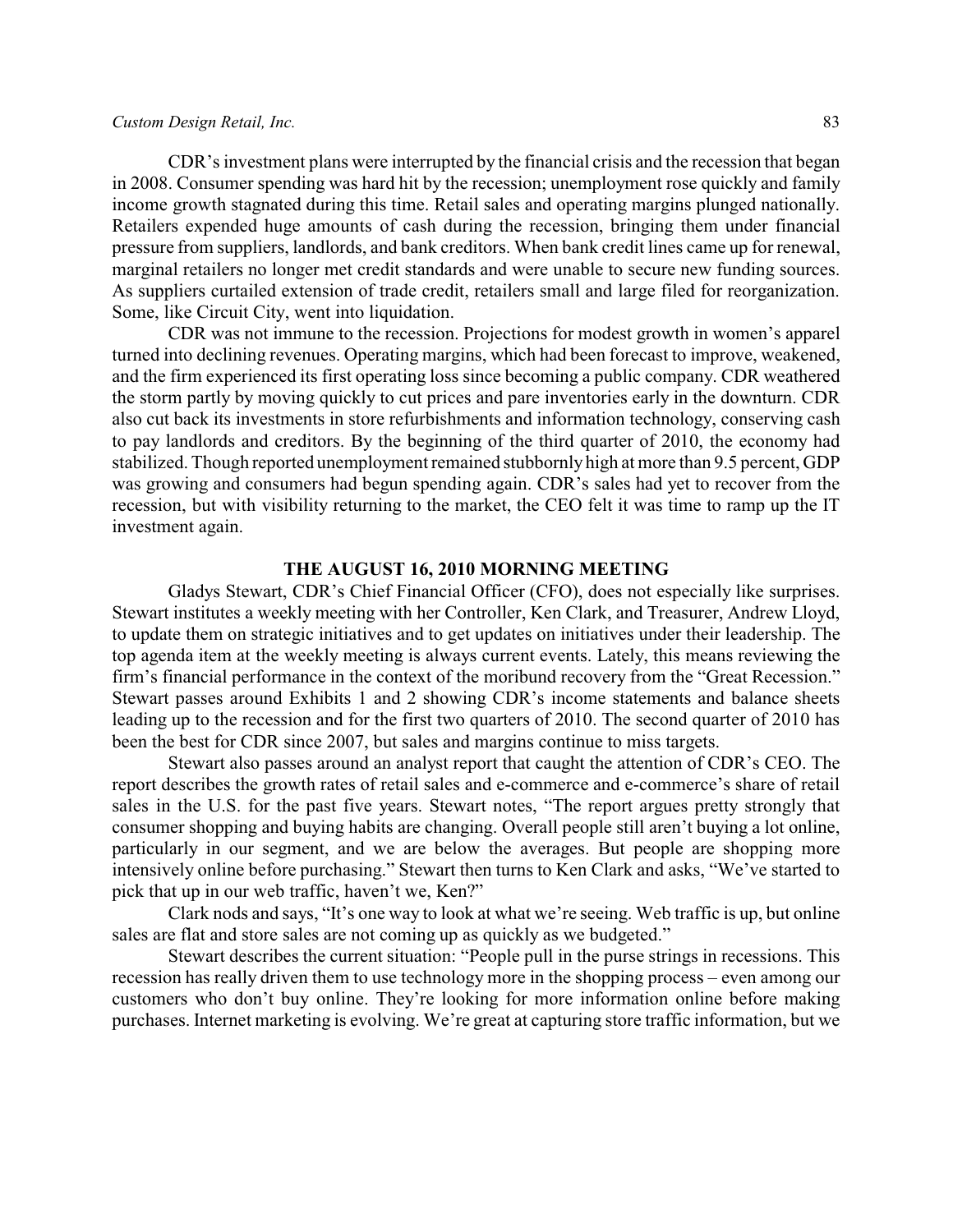CDR's investment plans were interrupted by the financial crisis and the recession that began in 2008. Consumer spending was hard hit by the recession; unemployment rose quickly and family income growth stagnated during this time. Retail sales and operating margins plunged nationally. Retailers expended huge amounts of cash during the recession, bringing them under financial pressure from suppliers, landlords, and bank creditors. When bank credit lines came up for renewal, marginal retailers no longer met credit standards and were unable to secure new funding sources. As suppliers curtailed extension of trade credit, retailers small and large filed for reorganization. Some, like Circuit City, went into liquidation.

CDR was not immune to the recession. Projections for modest growth in women's apparel turned into declining revenues. Operating margins, which had been forecast to improve, weakened, and the firm experienced its first operating loss since becoming a public company. CDR weathered the storm partly by moving quickly to cut prices and pare inventories early in the downturn. CDR also cut back its investments in store refurbishments and information technology, conserving cash to pay landlords and creditors. By the beginning of the third quarter of 2010, the economy had stabilized. Though reported unemployment remained stubbornly high at more than 9.5 percent, GDP was growing and consumers had begun spending again. CDR's sales had yet to recover from the recession, but with visibility returning to the market, the CEO felt it was time to ramp up the IT investment again.

## THE AUGUST 16, 2010 MORNING MEETING

Gladys Stewart, CDR's Chief Financial Officer (CFO), does not especially like surprises. Stewart institutes a weekly meeting with her Controller, Ken Clark, and Treasurer, Andrew Lloyd, to update them on strategic initiatives and to get updates on initiatives under their leadership. The top agenda item at the weekly meeting is always current events. Lately, this means reviewing the firm's financial performance in the context of the moribund recovery from the "Great Recession." Stewart passes around Exhibits 1 and 2 showing CDR's income statements and balance sheets leading up to the recession and for the first two quarters of 2010. The second quarter of 2010 has been the best for CDR since 2007, but sales and margins continue to miss targets.

Stewart also passes around an analyst report that caught the attention of CDR's CEO. The report describes the growth rates of retail sales and e-commerce and e-commerce's share of retail sales in the U.S. for the past five years. Stewart notes, "The report argues pretty strongly that consumer shopping and buying habits are changing. Overall people still aren't buying a lot online, particularly in our segment, and we are below the averages. But people are shopping more intensively online before purchasing." Stewart then turns to Ken Clark and asks, "We've started to pick that up in our web traffic, haven't we, Ken?"

Clark nods and says, "It's one way to look at what we're seeing. Web traffic is up, but online sales are flat and store sales are not coming up as quickly as we budgeted."

Stewart describes the current situation: "People pull in the purse strings in recessions. This recession has really driven them to use technology more in the shopping process – even among our customers who don't buy online. They're looking for more information online before making purchases. Internet marketing is evolving. We're great at capturing store traffic information, but we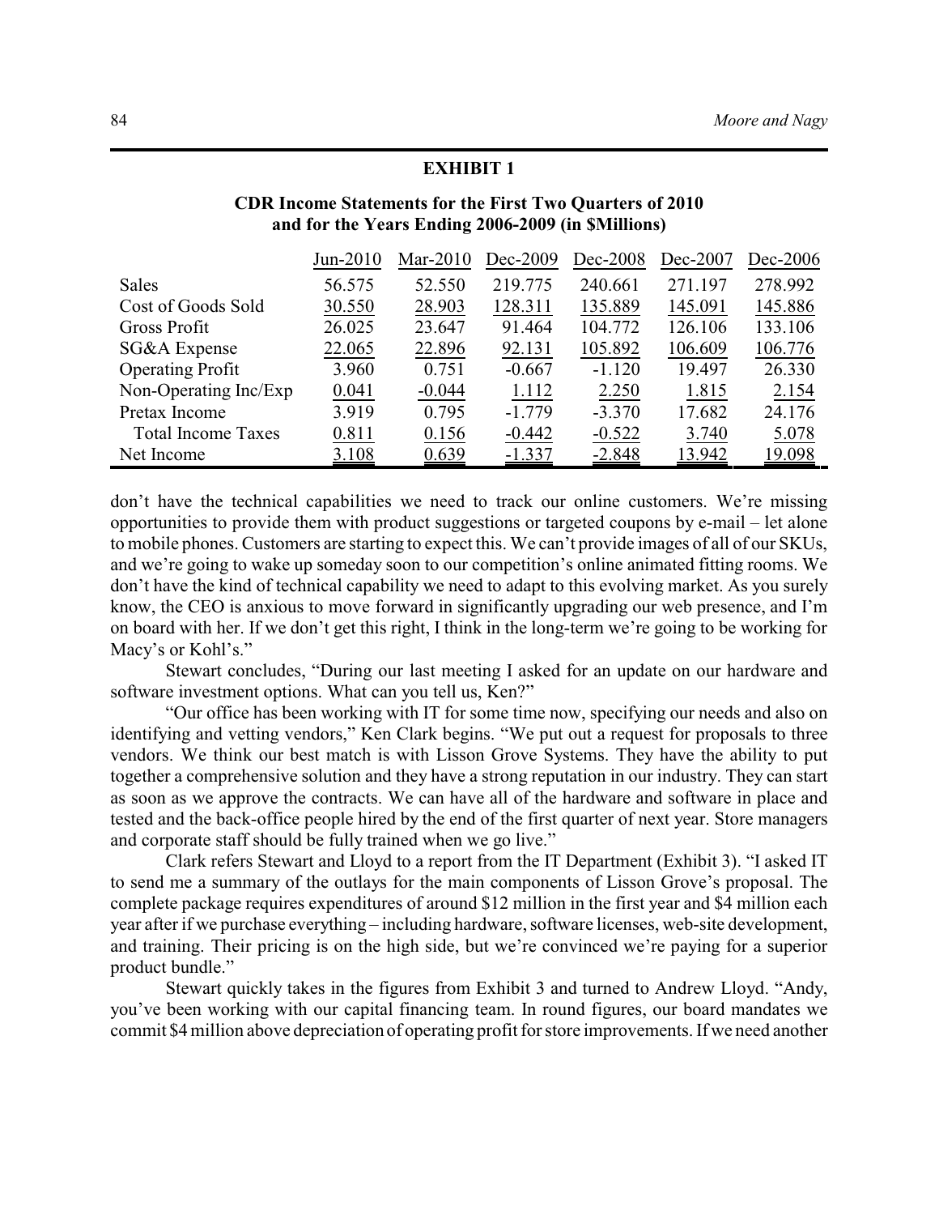## EXHIBIT 1

### CDR Income Statements for the First Two Quarters of 2010 and for the Years Ending 2006-2009 (in $Millions)

| | Jun-2010 | Mar-2010 | Dec-2009 | Dec-2008 | Dec-2007 | Dec-2006 |
|---|---|---|---|---|---|---|
| Sales | 56.575 | 52.550 | 219.775 | 240.661 | 271.197 | 278.992 |
| Cost of Goods Sold | 30.550 | 28.903 | 128.311 | 135.889 | 145.091 | 145.886 |
| Gross Profit | 26.025 | 23.647 | 91.464 | 104.772 | 126.106 | 133.106 |
| SG&A Expense | 22.065 | 22.896 | 92.131 | 105.892 | 106.609 | 106.776 |
| Operating Profit | 3.960 | 0.751 | -0.667 | -1.120 | 19.497 | 26.330 |
| Non-Operating Inc/Exp | 0.041 | -0.044 | 1.112 | 2.250 | 1.815 | 2.154 |
| Pretax Income | 3.919 | 0.795 | -1.779 | -3.370 | 17.682 | 24.176 |
| Total Income Taxes | 0.811 | 0.156 | -0.442 | -0.522 | 3.740 | 5.078 |
| Net Income | 3.108 | 0.639 | -1.337 | -2.848 | 13.942 | 19.098 |

don't have the technical capabilities we need to track our online customers. We're missing opportunities to provide them with product suggestions or targeted coupons by e-mail – let alone to mobile phones. Customers are starting to expect this. We can't provide images of all of our SKUs, and we're going to wake up someday soon to our competition's online animated fitting rooms. We don't have the kind of technical capability we need to adapt to this evolving market. As you surely know, the CEO is anxious to move forward in significantly upgrading our web presence, and I'm on board with her. If we don't get this right, I think in the long-term we're going to be working for Macy's or Kohl's."

Stewart concludes, "During our last meeting I asked for an update on our hardware and software investment options. What can you tell us, Ken?"

"Our office has been working with IT for some time now, specifying our needs and also on identifying and vetting vendors," Ken Clark begins. "We put out a request for proposals to three vendors. We think our best match is with Lisson Grove Systems. They have the ability to put together a comprehensive solution and they have a strong reputation in our industry. They can start as soon as we approve the contracts. We can have all of the hardware and software in place and tested and the back-office people hired by the end of the first quarter of next year. Store managers and corporate staff should be fully trained when we go live."

Clark refers Stewart and Lloyd to a report from the IT Department (Exhibit 3). "I asked IT to send me a summary of the outlays for the main components of Lisson Grove's proposal. The complete package requires expenditures of around $12 million in the first year and $4 million each year after if we purchase everything – including hardware, software licenses, web-site development, and training. Their pricing is on the high side, but we're convinced we're paying for a superior product bundle."

Stewart quickly takes in the figures from Exhibit 3 and turned to Andrew Lloyd. "Andy, you've been working with our capital financing team. In round figures, our board mandates we commit $4 million above depreciation of operating profit for store improvements. If we need another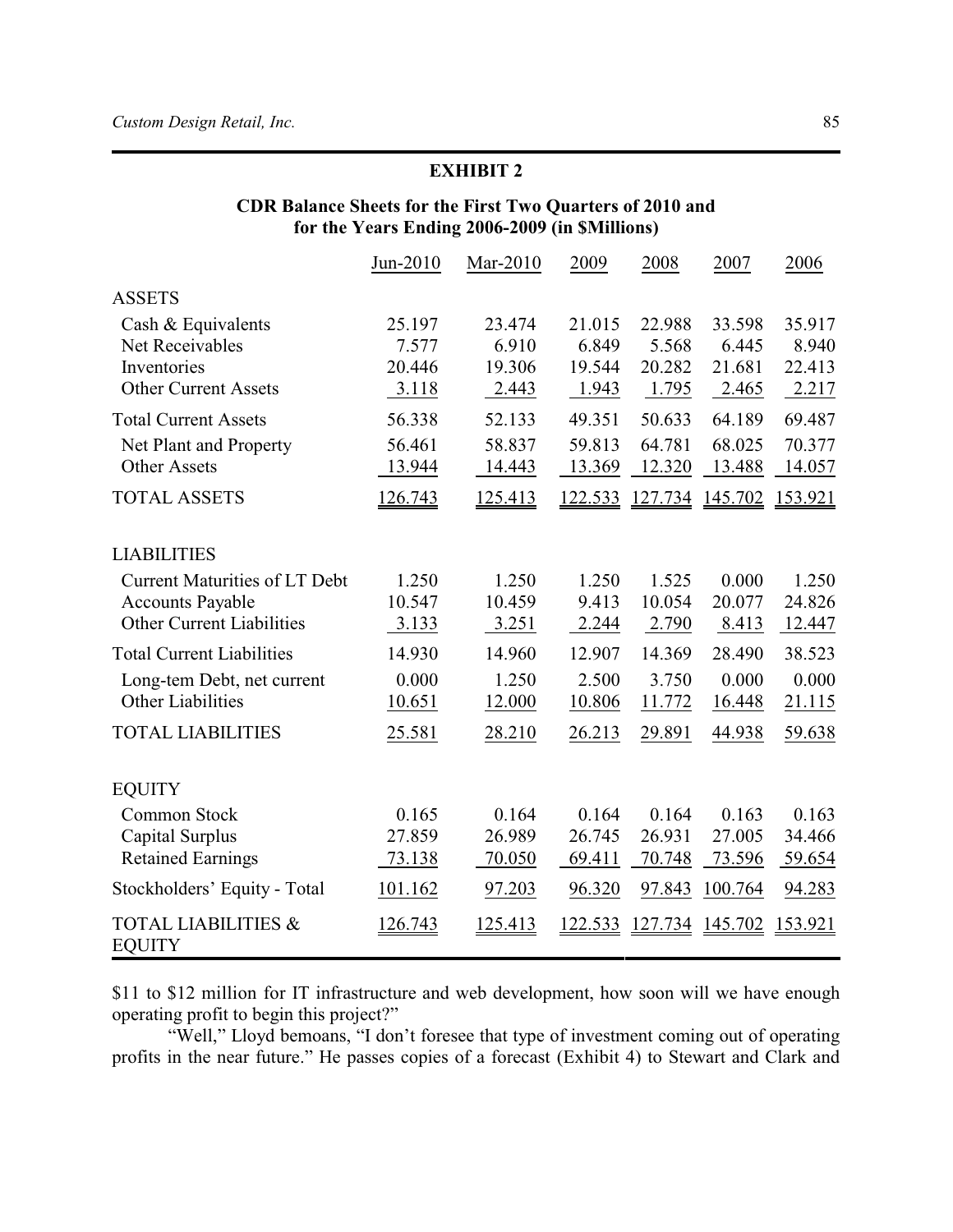## EXHIBIT 2

### CDR Balance Sheets for the First Two Quarters of 2010 and for the Years Ending 2006-2009 (in $Millions)

| | Jun-2010 | Mar-2010 | 2009 | 2008 | 2007 | 2006 |
|---|---|---|---|---|---|---|
| **ASSETS** | | | | | | |
| Cash & Equivalents | 25.197 | 23.474 | 21.015 | 22.988 | 33.598 | 35.917 |
| Net Receivables | 7.577 | 6.910 | 6.849 | 5.568 | 6.445 | 8.940 |
| Inventories | 20.446 | 19.306 | 19.544 | 20.282 | 21.681 | 22.413 |
| Other Current Assets | 3.118 | 2.443 | 1.943 | 1.795 | 2.465 | 2.217 |
| Total Current Assets | 56.338 | 52.133 | 49.351 | 50.633 | 64.189 | 69.487 |
| Net Plant and Property | 56.461 | 58.837 | 59.813 | 64.781 | 68.025 | 70.377 |
| Other Assets | 13.944 | 14.443 | 13.369 | 12.320 | 13.488 | 14.057 |
| TOTAL ASSETS | 126.743 | 125.413 | 122.533 | 127.734 | 145.702 | 153.921 |
| **LIABILITIES** | | | | | | |
| Current Maturities of LT Debt | 1.250 | 1.250 | 1.250 | 1.525 | 0.000 | 1.250 |
| Accounts Payable | 10.547 | 10.459 | 9.413 | 10.054 | 20.077 | 24.826 |
| Other Current Liabilities | 3.133 | 3.251 | 2.244 | 2.790 | 8.413 | 12.447 |
| Total Current Liabilities | 14.930 | 14.960 | 12.907 | 14.369 | 28.490 | 38.523 |
| Long-tem Debt, net current | 0.000 | 1.250 | 2.500 | 3.750 | 0.000 | 0.000 |
| Other Liabilities | 10.651 | 12.000 | 10.806 | 11.772 | 16.448 | 21.115 |
| TOTAL LIABILITIES | 25.581 | 28.210 | 26.213 | 29.891 | 44.938 | 59.638 |
| **EQUITY** | | | | | | |
| Common Stock | 0.165 | 0.164 | 0.164 | 0.164 | 0.163 | 0.163 |
| Capital Surplus | 27.859 | 26.989 | 26.745 | 26.931 | 27.005 | 34.466 |
| Retained Earnings | 73.138 | 70.050 | 69.411 | 70.748 | 73.596 | 59.654 |
| Stockholders' Equity - Total | 101.162 | 97.203 | 96.320 | 97.843 | 100.764 | 94.283 |
| TOTAL LIABILITIES & EQUITY | 126.743 | 125.413 | 122.533 | 127.734 | 145.702 | 153.921 |

$11 to $12 million for IT infrastructure and web development, how soon will we have enough operating profit to begin this project?"

"Well," Lloyd bemoans, "I don't foresee that type of investment coming out of operating profits in the near future." He passes copies of a forecast (Exhibit 4) to Stewart and Clark and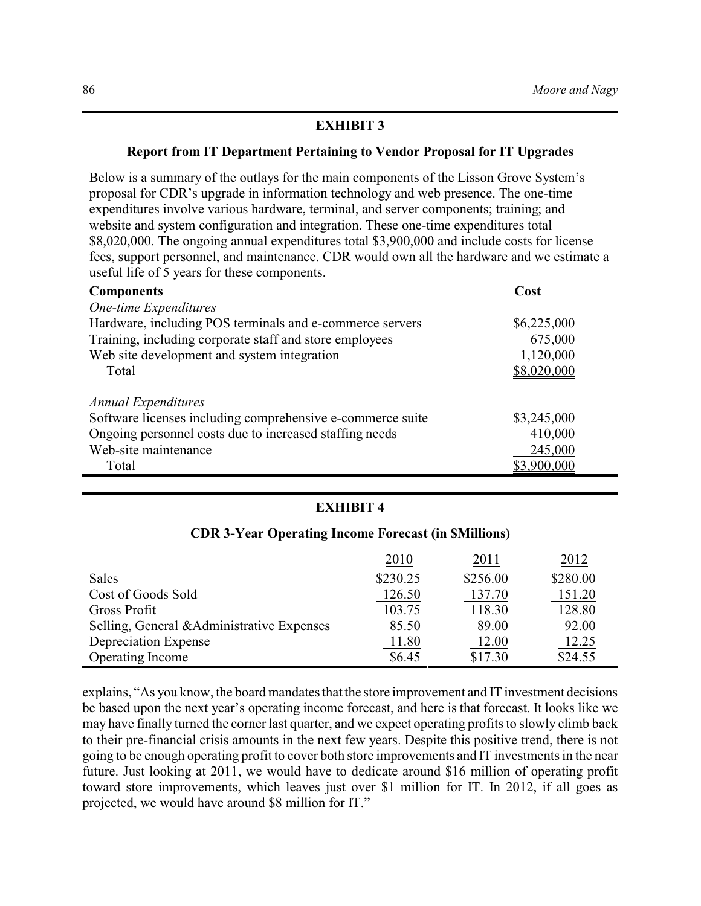## EXHIBIT 3

### Report from IT Department Pertaining to Vendor Proposal for IT Upgrades

Below is a summary of the outlays for the main components of the Lisson Grove System's proposal for CDR's upgrade in information technology and web presence. The one-time expenditures involve various hardware, terminal, and server components; training; and website and system configuration and integration. These one-time expenditures total $8,020,000. The ongoing annual expenditures total $3,900,000 and include costs for license fees, support personnel, and maintenance. CDR would own all the hardware and we estimate a useful life of 5 years for these components.

| **Components** | **Cost** |
|---|---|
| *One-time Expenditures* | |
| Hardware, including POS terminals and e-commerce servers | $6,225,000 |
| Training, including corporate staff and store employees | 675,000 |
| Web site development and system integration | 1,120,000 |
| Total | $8,020,000 |
| | |
| *Annual Expenditures* | |
| Software licenses including comprehensive e-commerce suite | $3,245,000 |
| Ongoing personnel costs due to increased staffing needs | 410,000 |
| Web-site maintenance | 245,000 |
| Total | $3,900,000 |

## EXHIBIT 4

### CDR 3-Year Operating Income Forecast (in $Millions)

| | 2010 | 2011 | 2012 |
|---|---|---|---|
| Sales | $230.25 | $256.00 | $280.00 |
| Cost of Goods Sold | 126.50 | 137.70 | 151.20 |
| Gross Profit | 103.75 | 118.30 | 128.80 |
| Selling, General &Administrative Expenses | 85.50 | 89.00 | 92.00 |
| Depreciation Expense | 11.80 | 12.00 | 12.25 |
| Operating Income | $6.45 | $17.30 | $24.55 |

explains, "As you know, the board mandates that the store improvement and IT investment decisions be based upon the next year's operating income forecast, and here is that forecast. It looks like we may have finally turned the corner last quarter, and we expect operating profits to slowly climb back to their pre-financial crisis amounts in the next few years. Despite this positive trend, there is not going to be enough operating profit to cover both store improvements and IT investments in the near future. Just looking at 2011, we would have to dedicate around $16 million of operating profit toward store improvements, which leaves just over $1 million for IT. In 2012, if all goes as projected, we would have around $8 million for IT."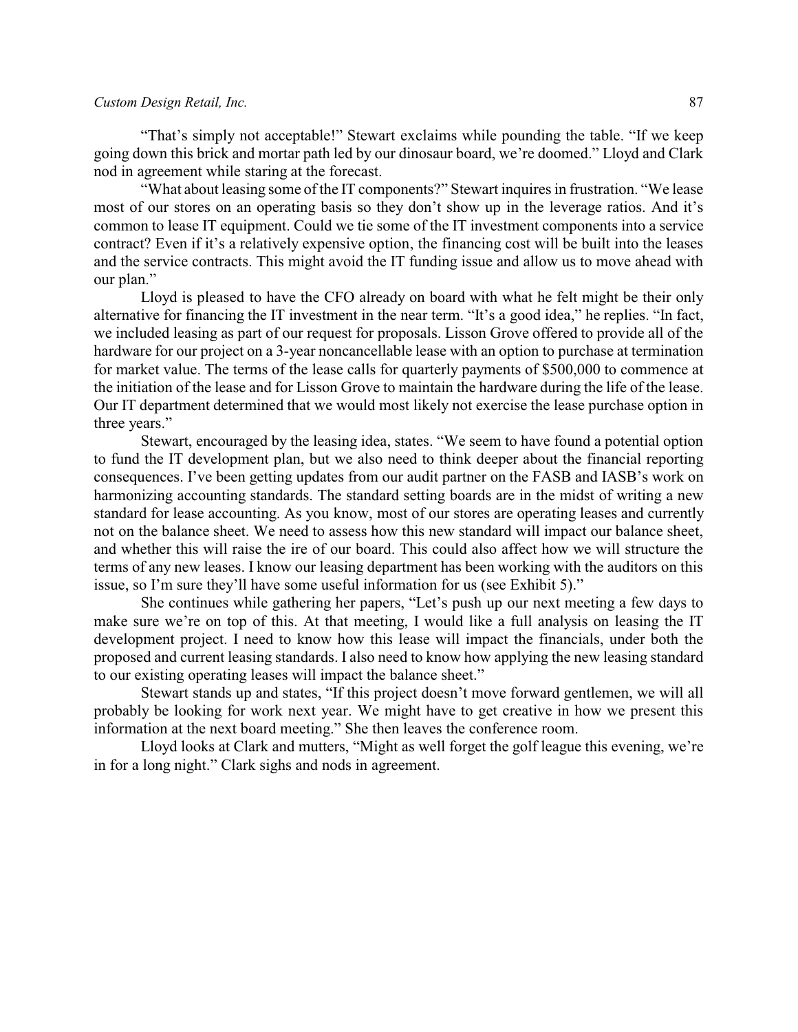"That's simply not acceptable!" Stewart exclaims while pounding the table. "If we keep going down this brick and mortar path led by our dinosaur board, we're doomed." Lloyd and Clark nod in agreement while staring at the forecast.

"What about leasing some of the IT components?" Stewart inquires in frustration. "We lease most of our stores on an operating basis so they don't show up in the leverage ratios. And it's common to lease IT equipment. Could we tie some of the IT investment components into a service contract? Even if it's a relatively expensive option, the financing cost will be built into the leases and the service contracts. This might avoid the IT funding issue and allow us to move ahead with our plan."

Lloyd is pleased to have the CFO already on board with what he felt might be their only alternative for financing the IT investment in the near term. "It's a good idea," he replies. "In fact, we included leasing as part of our request for proposals. Lisson Grove offered to provide all of the hardware for our project on a 3-year noncancellable lease with an option to purchase at termination for market value. The terms of the lease calls for quarterly payments of $500,000 to commence at the initiation of the lease and for Lisson Grove to maintain the hardware during the life of the lease. Our IT department determined that we would most likely not exercise the lease purchase option in three years."

Stewart, encouraged by the leasing idea, states. "We seem to have found a potential option to fund the IT development plan, but we also need to think deeper about the financial reporting consequences. I've been getting updates from our audit partner on the FASB and IASB's work on harmonizing accounting standards. The standard setting boards are in the midst of writing a new standard for lease accounting. As you know, most of our stores are operating leases and currently not on the balance sheet. We need to assess how this new standard will impact our balance sheet, and whether this will raise the ire of our board. This could also affect how we will structure the terms of any new leases. I know our leasing department has been working with the auditors on this issue, so I'm sure they'll have some useful information for us (see Exhibit 5)."

She continues while gathering her papers, "Let's push up our next meeting a few days to make sure we're on top of this. At that meeting, I would like a full analysis on leasing the IT development project. I need to know how this lease will impact the financials, under both the proposed and current leasing standards. I also need to know how applying the new leasing standard to our existing operating leases will impact the balance sheet."

Stewart stands up and states, "If this project doesn't move forward gentlemen, we will all probably be looking for work next year. We might have to get creative in how we present this information at the next board meeting." She then leaves the conference room.

Lloyd looks at Clark and mutters, "Might as well forget the golf league this evening, we're in for a long night." Clark sighs and nods in agreement.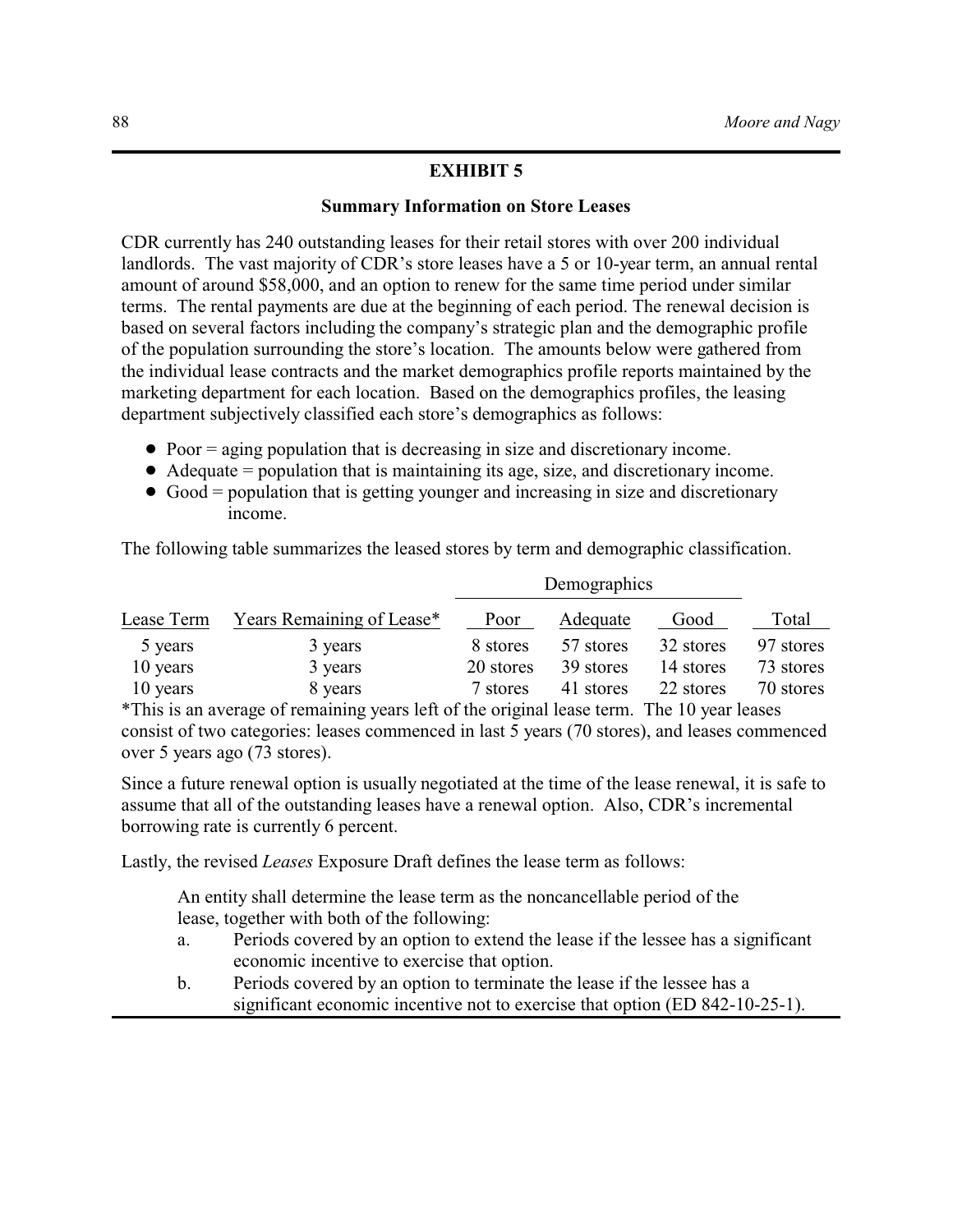## EXHIBIT 5

### Summary Information on Store Leases

CDR currently has 240 outstanding leases for their retail stores with over 200 individual landlords. The vast majority of CDR's store leases have a 5 or 10-year term, an annual rental amount of around $58,000, and an option to renew for the same time period under similar terms. The rental payments are due at the beginning of each period. The renewal decision is based on several factors including the company's strategic plan and the demographic profile of the population surrounding the store's location. The amounts below were gathered from the individual lease contracts and the market demographics profile reports maintained by the marketing department for each location. Based on the demographics profiles, the leasing department subjectively classified each store's demographics as follows:

- Poor = aging population that is decreasing in size and discretionary income.
- Adequate = population that is maintaining its age, size, and discretionary income.
- Good = population that is getting younger and increasing in size and discretionary income.

The following table summarizes the leased stores by term and demographic classification.

| | | Demographics | | | |
|---|---|---|---|---|---|
| Lease Term | Years Remaining of Lease* | Poor | Adequate | Good | Total |
| 5 years | 3 years | 8 stores | 57 stores | 32 stores | 97 stores |
| 10 years | 3 years | 20 stores | 39 stores | 14 stores | 73 stores |
| 10 years | 8 years | 7 stores | 41 stores | 22 stores | 70 stores |

*This is an average of remaining years left of the original lease term. The 10 year leases consist of two categories: leases commenced in last 5 years (70 stores), and leases commenced over 5 years ago (73 stores).

Since a future renewal option is usually negotiated at the time of the lease renewal, it is safe to assume that all of the outstanding leases have a renewal option. Also, CDR's incremental borrowing rate is currently 6 percent.

Lastly, the revised *Leases* Exposure Draft defines the lease term as follows:

> An entity shall determine the lease term as the noncancellable period of the lease, together with both of the following:
>
> a. Periods covered by an option to extend the lease if the lessee has a significant economic incentive to exercise that option.
>
> b. Periods covered by an option to terminate the lease if the lessee has a significant economic incentive not to exercise that option (ED 842-10-25-1).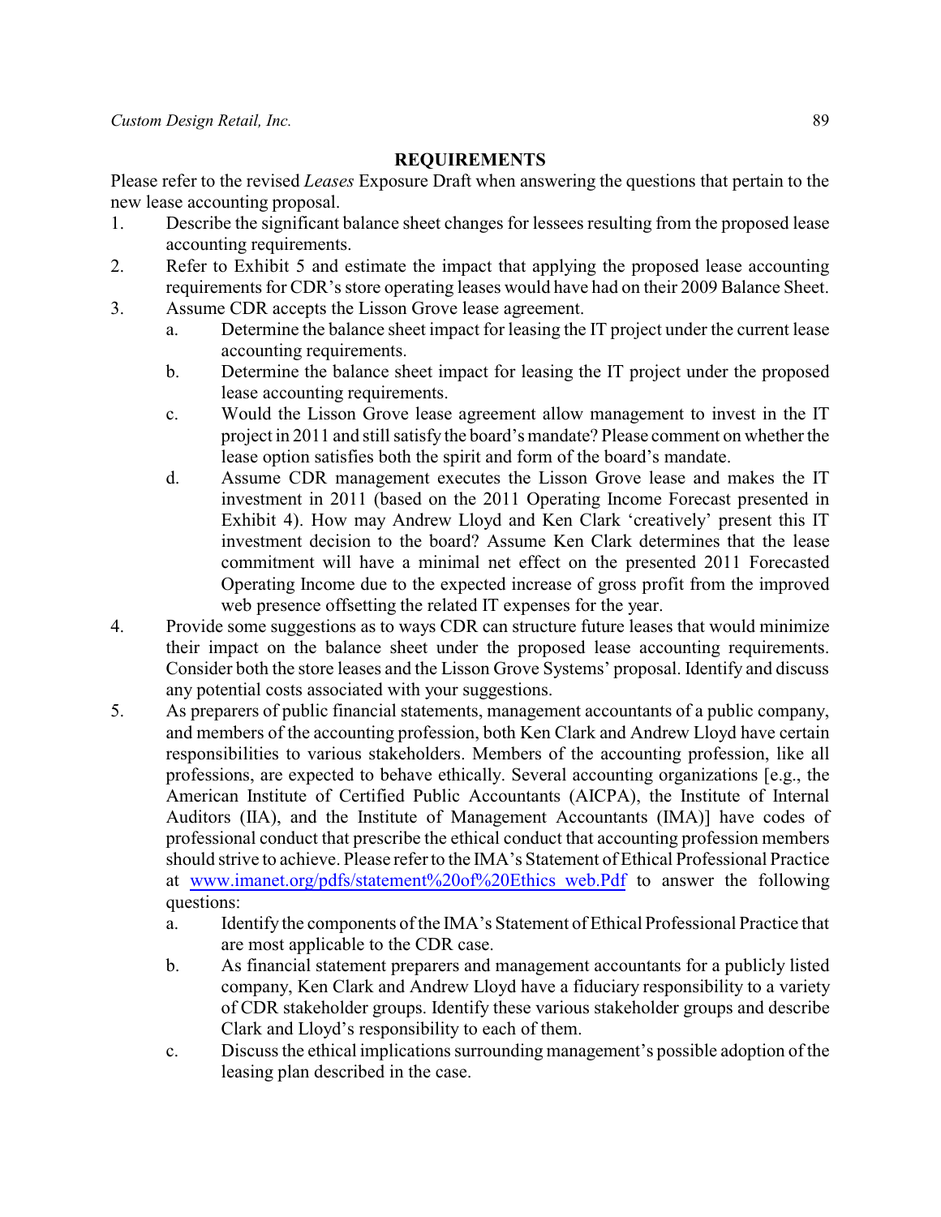## REQUIREMENTS

Please refer to the revised *Leases* Exposure Draft when answering the questions that pertain to the new lease accounting proposal.

1. Describe the significant balance sheet changes for lessees resulting from the proposed lease accounting requirements.
2. Refer to Exhibit 5 and estimate the impact that applying the proposed lease accounting requirements for CDR's store operating leases would have had on their 2009 Balance Sheet.
3. Assume CDR accepts the Lisson Grove lease agreement.
   a. Determine the balance sheet impact for leasing the IT project under the current lease accounting requirements.
   b. Determine the balance sheet impact for leasing the IT project under the proposed lease accounting requirements.
   c. Would the Lisson Grove lease agreement allow management to invest in the IT project in 2011 and still satisfy the board's mandate? Please comment on whether the lease option satisfies both the spirit and form of the board's mandate.
   d. Assume CDR management executes the Lisson Grove lease and makes the IT investment in 2011 (based on the 2011 Operating Income Forecast presented in Exhibit 4). How may Andrew Lloyd and Ken Clark 'creatively' present this IT investment decision to the board? Assume Ken Clark determines that the lease commitment will have a minimal net effect on the presented 2011 Forecasted Operating Income due to the expected increase of gross profit from the improved web presence offsetting the related IT expenses for the year.
4. Provide some suggestions as to ways CDR can structure future leases that would minimize their impact on the balance sheet under the proposed lease accounting requirements. Consider both the store leases and the Lisson Grove Systems' proposal. Identify and discuss any potential costs associated with your suggestions.
5. As preparers of public financial statements, management accountants of a public company, and members of the accounting profession, both Ken Clark and Andrew Lloyd have certain responsibilities to various stakeholders. Members of the accounting profession, like all professions, are expected to behave ethically. Several accounting organizations [e.g., the American Institute of Certified Public Accountants (AICPA), the Institute of Internal Auditors (IIA), and the Institute of Management Accountants (IMA)] have codes of professional conduct that prescribe the ethical conduct that accounting profession members should strive to achieve. Please refer to the IMA's Statement of Ethical Professional Practice at www.imanet.org/pdfs/statement%20of%20Ethics_web.Pdf to answer the following questions:
   a. Identify the components of the IMA's Statement of Ethical Professional Practice that are most applicable to the CDR case.
   b. As financial statement preparers and management accountants for a publicly listed company, Ken Clark and Andrew Lloyd have a fiduciary responsibility to a variety of CDR stakeholder groups. Identify these various stakeholder groups and describe Clark and Lloyd's responsibility to each of them.
   c. Discuss the ethical implications surrounding management's possible adoption of the leasing plan described in the case.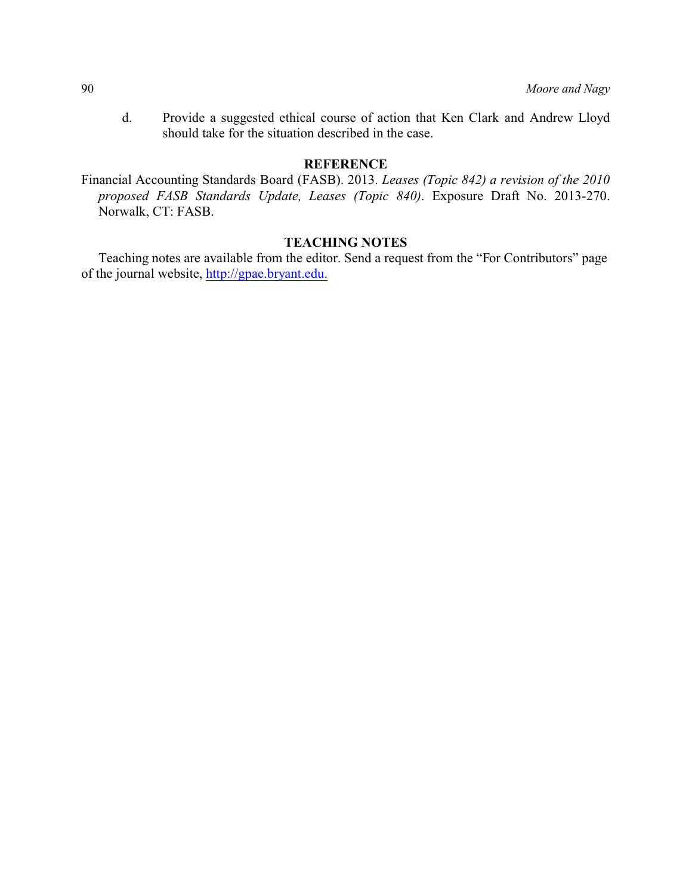d. Provide a suggested ethical course of action that Ken Clark and Andrew Lloyd should take for the situation described in the case.

## REFERENCE

Financial Accounting Standards Board (FASB). 2013. *Leases (Topic 842) a revision of the 2010 proposed FASB Standards Update, Leases (Topic 840)*. Exposure Draft No. 2013-270. Norwalk, CT: FASB.

## TEACHING NOTES

Teaching notes are available from the editor. Send a request from the "For Contributors" page of the journal website, http://gpae.bryant.edu.